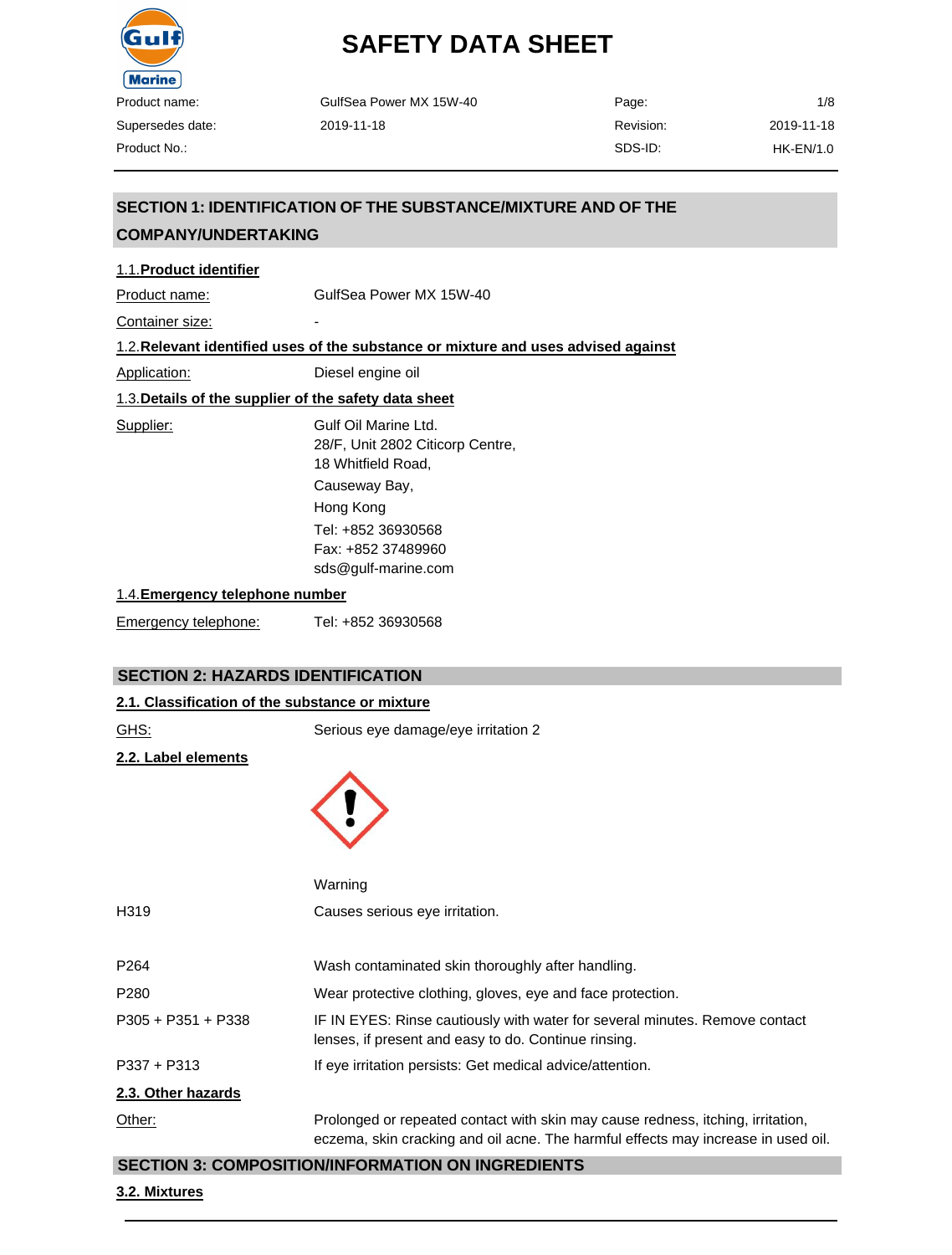# SAFETY DATA SHEET

| Product name: | GulfSea Power MX 15W-40 | Page: | 1/8 |
|---|---|---|---|
| Supersedes date: | 2019-11-18 | Revision: | 2019-11-18 |
| Product No.: | | SDS-ID: | HK-EN/1.0 |

## SECTION 1: IDENTIFICATION OF THE SUBSTANCE/MIXTURE AND OF THE COMPANY/UNDERTAKING

### 1.1. Product identifier

Product name: GulfSea Power MX 15W-40

Container size: -

### 1.2. Relevant identified uses of the substance or mixture and uses advised against

Application: Diesel engine oil

### 1.3. Details of the supplier of the safety data sheet

Supplier: Gulf Oil Marine Ltd.
28/F, Unit 2802 Citicorp Centre,
18 Whitfield Road,
Causeway Bay,
Hong Kong
Tel: +852 36930568
Fax: +852 37489960
sds@gulf-marine.com

### 1.4. Emergency telephone number

Emergency telephone: Tel: +852 36930568

## SECTION 2: HAZARDS IDENTIFICATION

### 2.1. Classification of the substance or mixture

GHS: Serious eye damage/eye irritation 2

### 2.2. Label elements

Warning

| | |
|---|---|
| H319 | Causes serious eye irritation. |
| P264 | Wash contaminated skin thoroughly after handling. |
| P280 | Wear protective clothing, gloves, eye and face protection. |
| P305 + P351 + P338 | IF IN EYES: Rinse cautiously with water for several minutes. Remove contact lenses, if present and easy to do. Continue rinsing. |
| P337 + P313 | If eye irritation persists: Get medical advice/attention. |

### 2.3. Other hazards

Other: Prolonged or repeated contact with skin may cause redness, itching, irritation, eczema, skin cracking and oil acne. The harmful effects may increase in used oil.

## SECTION 3: COMPOSITION/INFORMATION ON INGREDIENTS

### 3.2. Mixtures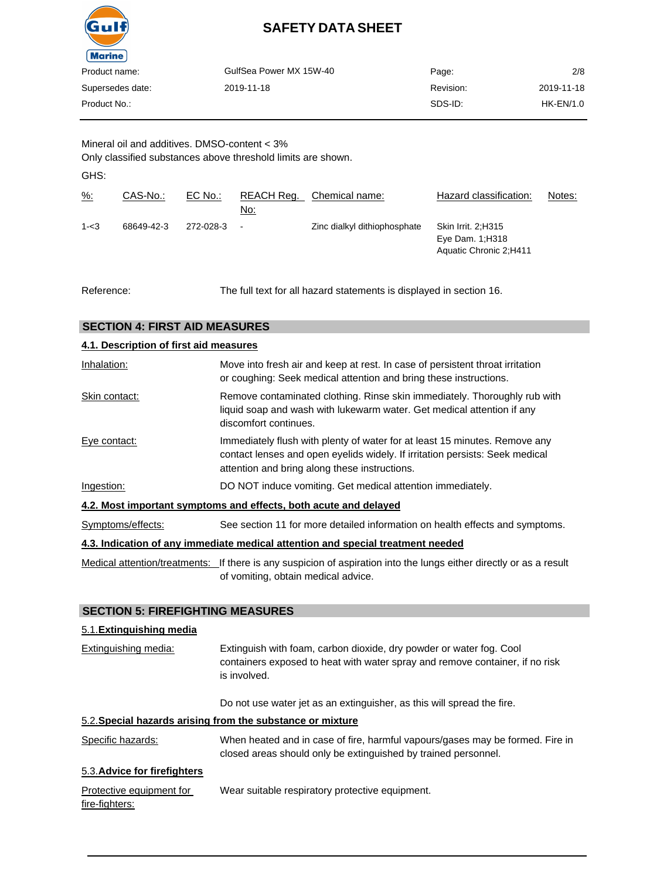Mineral oil and additives. DMSO-content < 3%
Only classified substances above threshold limits are shown.

GHS:

| %: | CAS-No.: | EC No.: | REACH Reg. No: | Chemical name: | Hazard classification: | Notes: |
|---|---|---|---|---|---|---|
| 1-<3 | 68649-42-3 | 272-028-3 | - | Zinc dialkyl dithiophosphate | Skin Irrit. 2;H315<br>Eye Dam. 1;H318<br>Aquatic Chronic 2;H411 | |

Reference: The full text for all hazard statements is displayed in section 16.

## SECTION 4: FIRST AID MEASURES

### 4.1. Description of first aid measures

**Inhalation:** Move into fresh air and keep at rest. In case of persistent throat irritation or coughing: Seek medical attention and bring these instructions.

**Skin contact:** Remove contaminated clothing. Rinse skin immediately. Thoroughly rub with liquid soap and wash with lukewarm water. Get medical attention if any discomfort continues.

**Eye contact:** Immediately flush with plenty of water for at least 15 minutes. Remove any contact lenses and open eyelids widely. If irritation persists: Seek medical attention and bring along these instructions.

**Ingestion:** DO NOT induce vomiting. Get medical attention immediately.

### 4.2. Most important symptoms and effects, both acute and delayed

**Symptoms/effects:** See section 11 for more detailed information on health effects and symptoms.

### 4.3. Indication of any immediate medical attention and special treatment needed

**Medical attention/treatments:** If there is any suspicion of aspiration into the lungs either directly or as a result of vomiting, obtain medical advice.

## SECTION 5: FIREFIGHTING MEASURES

### 5.1. Extinguishing media

**Extinguishing media:** Extinguish with foam, carbon dioxide, dry powder or water fog. Cool containers exposed to heat with water spray and remove container, if no risk is involved.

Do not use water jet as an extinguisher, as this will spread the fire.

### 5.2. Special hazards arising from the substance or mixture

**Specific hazards:** When heated and in case of fire, harmful vapours/gases may be formed. Fire in closed areas should only be extinguished by trained personnel.

### 5.3. Advice for firefighters

**Protective equipment for fire-fighters:** Wear suitable respiratory protective equipment.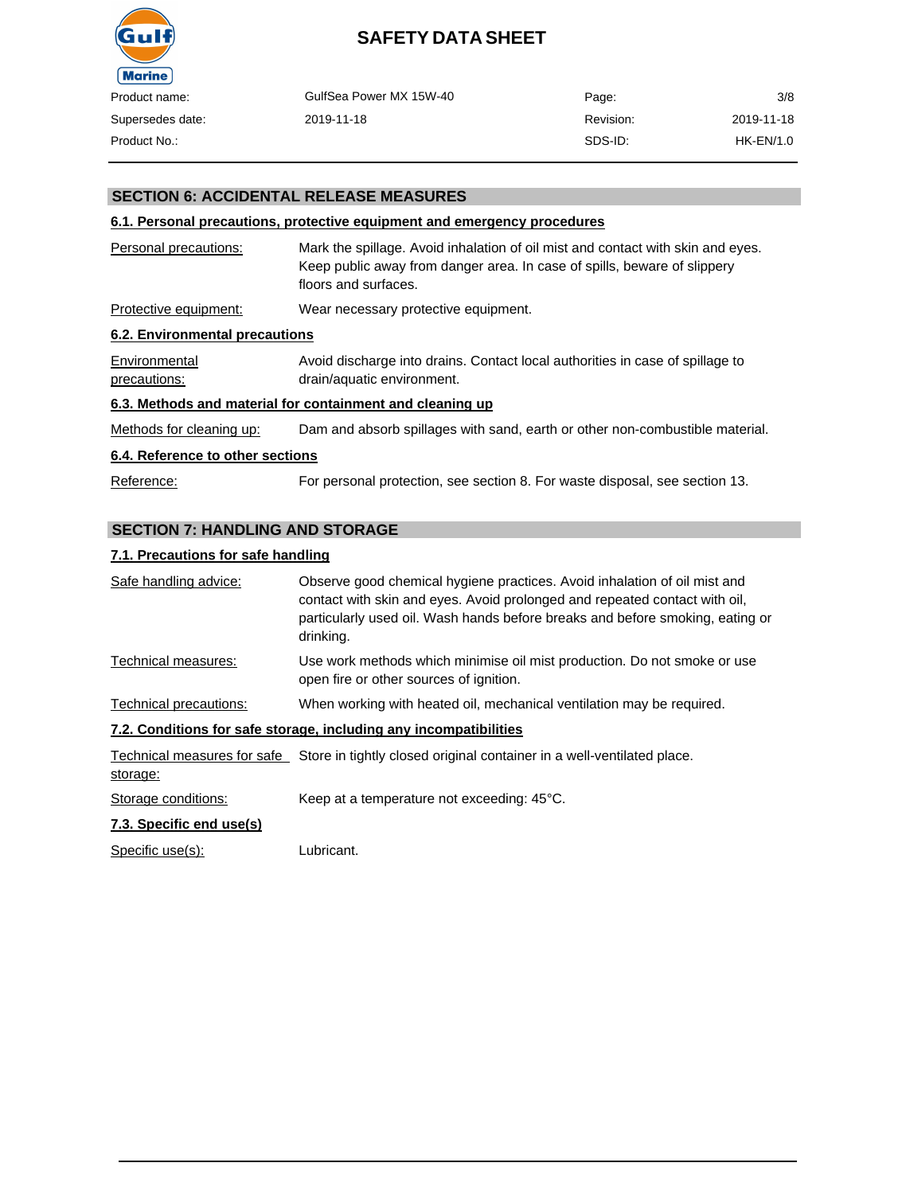## SECTION 6: ACCIDENTAL RELEASE MEASURES

### 6.1. Personal precautions, protective equipment and emergency procedures

| | |
|---|---|
| Personal precautions: | Mark the spillage. Avoid inhalation of oil mist and contact with skin and eyes. Keep public away from danger area. In case of spills, beware of slippery floors and surfaces. |
| Protective equipment: | Wear necessary protective equipment. |

### 6.2. Environmental precautions

| | |
|---|---|
| Environmental precautions: | Avoid discharge into drains. Contact local authorities in case of spillage to drain/aquatic environment. |

### 6.3. Methods and material for containment and cleaning up

| | |
|---|---|
| Methods for cleaning up: | Dam and absorb spillages with sand, earth or other non-combustible material. |

### 6.4. Reference to other sections

| | |
|---|---|
| Reference: | For personal protection, see section 8. For waste disposal, see section 13. |

## SECTION 7: HANDLING AND STORAGE

### 7.1. Precautions for safe handling

| | |
|---|---|
| Safe handling advice: | Observe good chemical hygiene practices. Avoid inhalation of oil mist and contact with skin and eyes. Avoid prolonged and repeated contact with oil, particularly used oil. Wash hands before breaks and before smoking, eating or drinking. |
| Technical measures: | Use work methods which minimise oil mist production. Do not smoke or use open fire or other sources of ignition. |
| Technical precautions: | When working with heated oil, mechanical ventilation may be required. |

### 7.2. Conditions for safe storage, including any incompatibilities

| | |
|---|---|
| Technical measures for safe storage: | Store in tightly closed original container in a well-ventilated place. |
| Storage conditions: | Keep at a temperature not exceeding: 45°C. |

### 7.3. Specific end use(s)

| | |
|---|---|
| Specific use(s): | Lubricant. |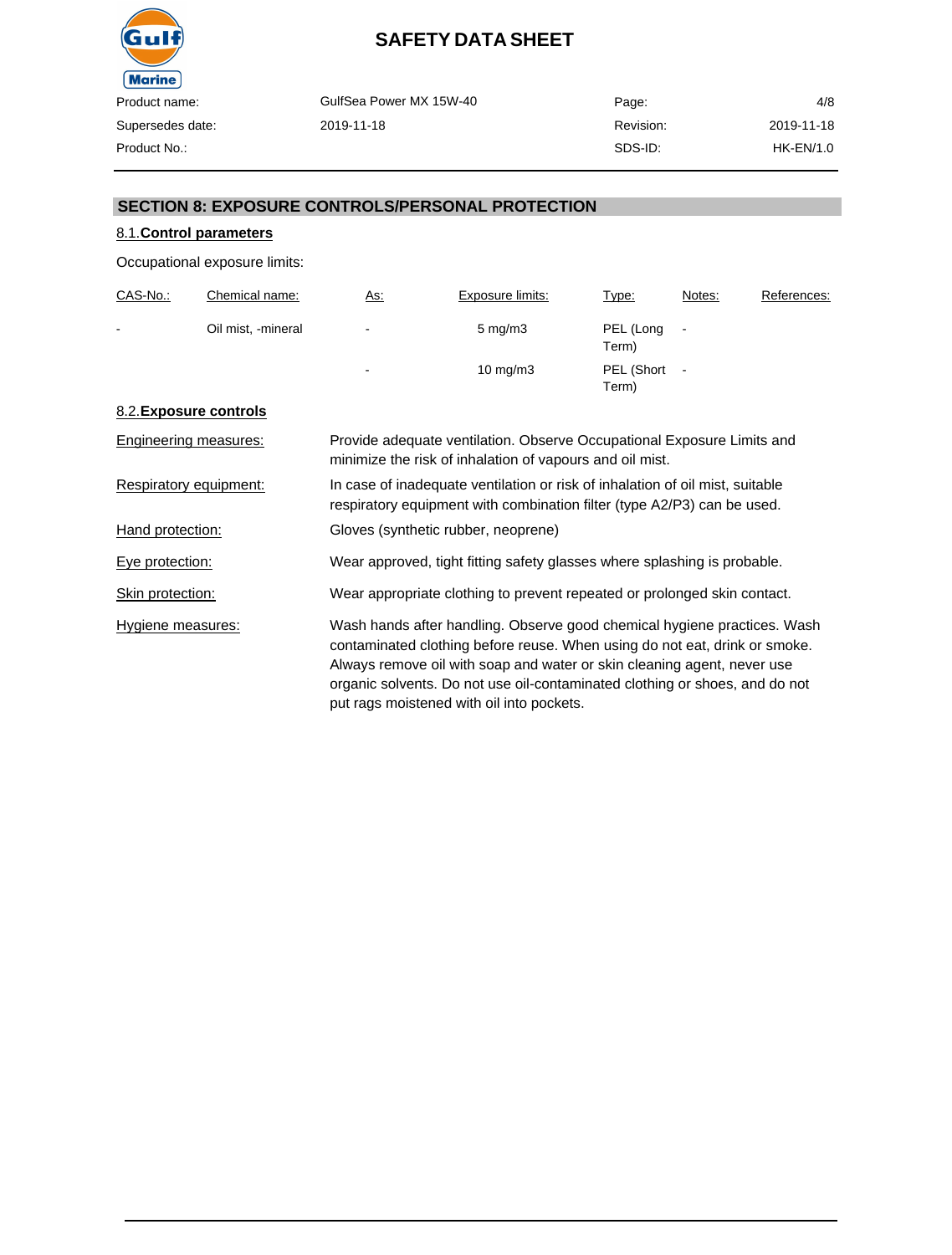## SECTION 8: EXPOSURE CONTROLS/PERSONAL PROTECTION

### 8.1. Control parameters

Occupational exposure limits:

| CAS-No.: | Chemical name: | As: | Exposure limits: | Type: | Notes: | References: |
|---|---|---|---|---|---|---|
| - | Oil mist, -mineral | - | 5 mg/m3 | PEL (Long Term) | - | |
| | | - | 10 mg/m3 | PEL (Short Term) | - | |

### 8.2. Exposure controls

Engineering measures: Provide adequate ventilation. Observe Occupational Exposure Limits and minimize the risk of inhalation of vapours and oil mist.

Respiratory equipment: In case of inadequate ventilation or risk of inhalation of oil mist, suitable respiratory equipment with combination filter (type A2/P3) can be used.

Hand protection: Gloves (synthetic rubber, neoprene)

Eye protection: Wear approved, tight fitting safety glasses where splashing is probable.

Skin protection: Wear appropriate clothing to prevent repeated or prolonged skin contact.

Hygiene measures: Wash hands after handling. Observe good chemical hygiene practices. Wash contaminated clothing before reuse. When using do not eat, drink or smoke. Always remove oil with soap and water or skin cleaning agent, never use organic solvents. Do not use oil-contaminated clothing or shoes, and do not put rags moistened with oil into pockets.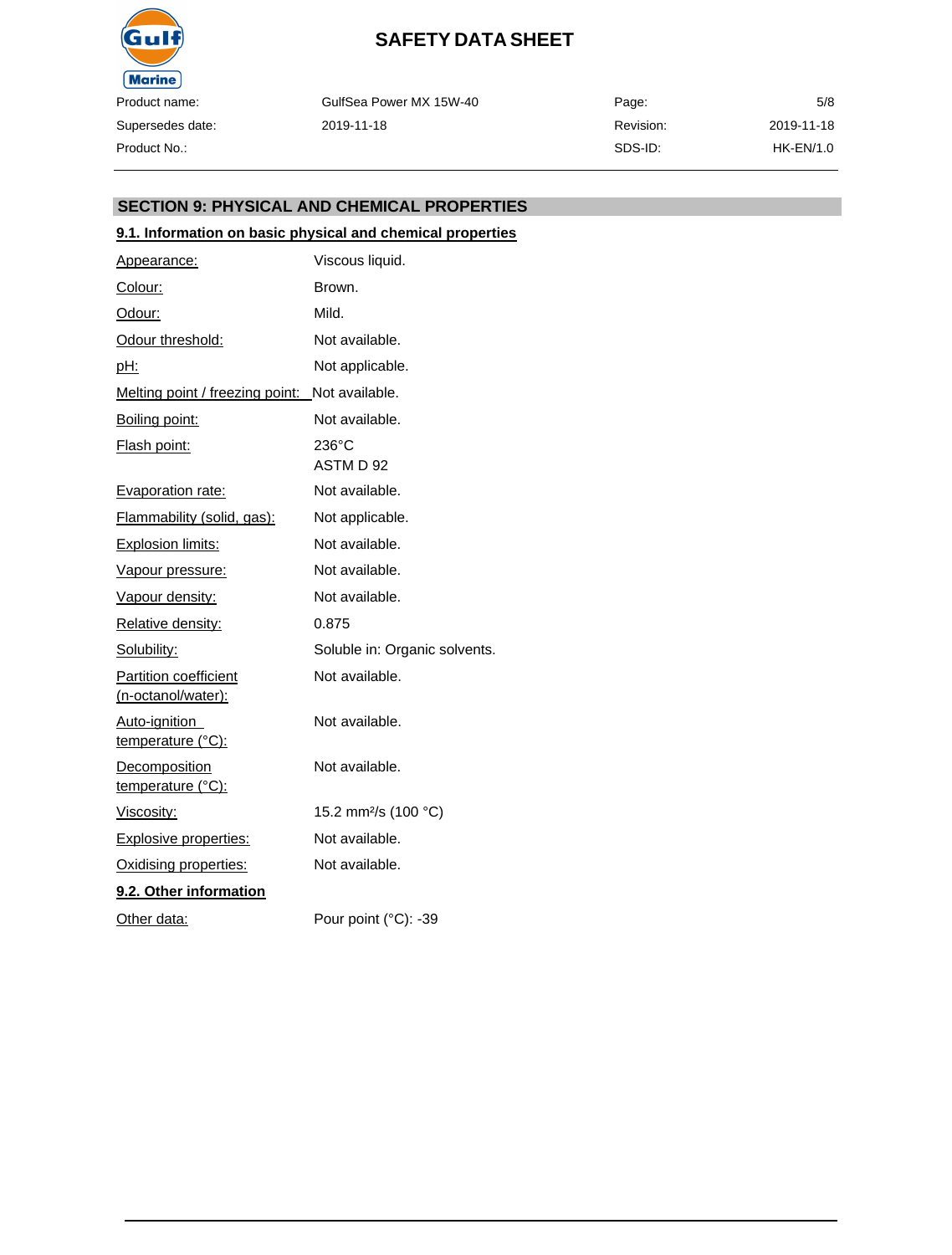## SECTION 9: PHYSICAL AND CHEMICAL PROPERTIES

### 9.1. Information on basic physical and chemical properties

| Property | Value |
|---|---|
| Appearance: | Viscous liquid. |
| Colour: | Brown. |
| Odour: | Mild. |
| Odour threshold: | Not available. |
| pH: | Not applicable. |
| Melting point / freezing point: | Not available. |
| Boiling point: | Not available. |
| Flash point: | 236°C<br>ASTM D 92 |
| Evaporation rate: | Not available. |
| Flammability (solid, gas): | Not applicable. |
| Explosion limits: | Not available. |
| Vapour pressure: | Not available. |
| Vapour density: | Not available. |
| Relative density: | 0.875 |
| Solubility: | Soluble in: Organic solvents. |
| Partition coefficient (n-octanol/water): | Not available. |
| Auto-ignition temperature (°C): | Not available. |
| Decomposition temperature (°C): | Not available. |
| Viscosity: | 15.2 $mm^2/s$ (100 °C) |
| Explosive properties: | Not available. |
| Oxidising properties: | Not available. |

### 9.2. Other information

| Property | Value |
|---|---|
| Other data: | Pour point (°C): -39 |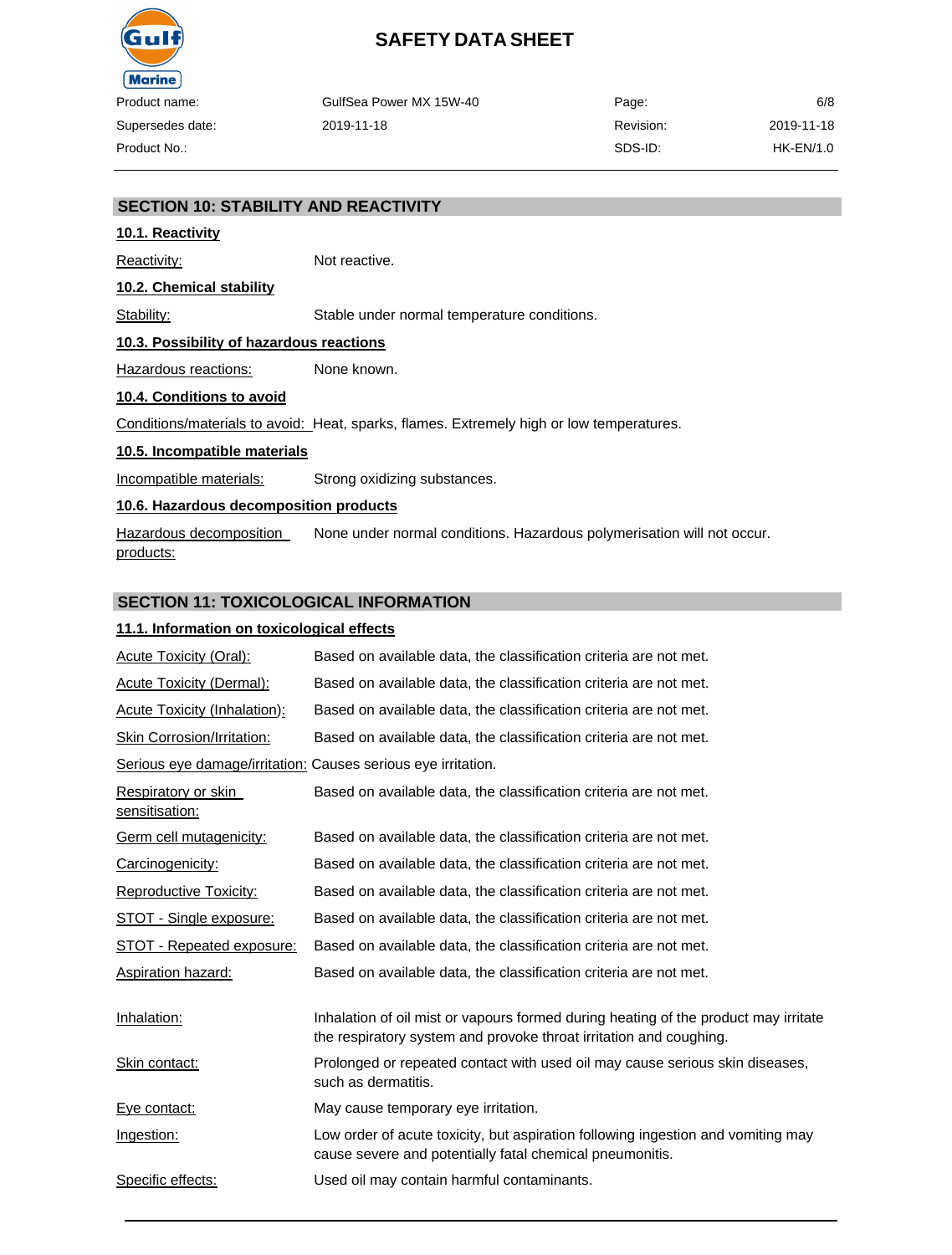## SECTION 10: STABILITY AND REACTIVITY

### 10.1. Reactivity

Reactivity: Not reactive.

### 10.2. Chemical stability

Stability: Stable under normal temperature conditions.

### 10.3. Possibility of hazardous reactions

Hazardous reactions: None known.

### 10.4. Conditions to avoid

Conditions/materials to avoid: Heat, sparks, flames. Extremely high or low temperatures.

### 10.5. Incompatible materials

Incompatible materials: Strong oxidizing substances.

### 10.6. Hazardous decomposition products

Hazardous decomposition products: None under normal conditions. Hazardous polymerisation will not occur.

## SECTION 11: TOXICOLOGICAL INFORMATION

### 11.1. Information on toxicological effects

Acute Toxicity (Oral): Based on available data, the classification criteria are not met.

Acute Toxicity (Dermal): Based on available data, the classification criteria are not met.

Acute Toxicity (Inhalation): Based on available data, the classification criteria are not met.

Skin Corrosion/Irritation: Based on available data, the classification criteria are not met.

Serious eye damage/irritation: Causes serious eye irritation.

Respiratory or skin sensitisation: Based on available data, the classification criteria are not met.

Germ cell mutagenicity: Based on available data, the classification criteria are not met.

Carcinogenicity: Based on available data, the classification criteria are not met.

Reproductive Toxicity: Based on available data, the classification criteria are not met.

STOT - Single exposure: Based on available data, the classification criteria are not met.

STOT - Repeated exposure: Based on available data, the classification criteria are not met.

Aspiration hazard: Based on available data, the classification criteria are not met.

Inhalation: Inhalation of oil mist or vapours formed during heating of the product may irritate the respiratory system and provoke throat irritation and coughing.

Skin contact: Prolonged or repeated contact with used oil may cause serious skin diseases, such as dermatitis.

Eye contact: May cause temporary eye irritation.

Ingestion: Low order of acute toxicity, but aspiration following ingestion and vomiting may cause severe and potentially fatal chemical pneumonitis.

Specific effects: Used oil may contain harmful contaminants.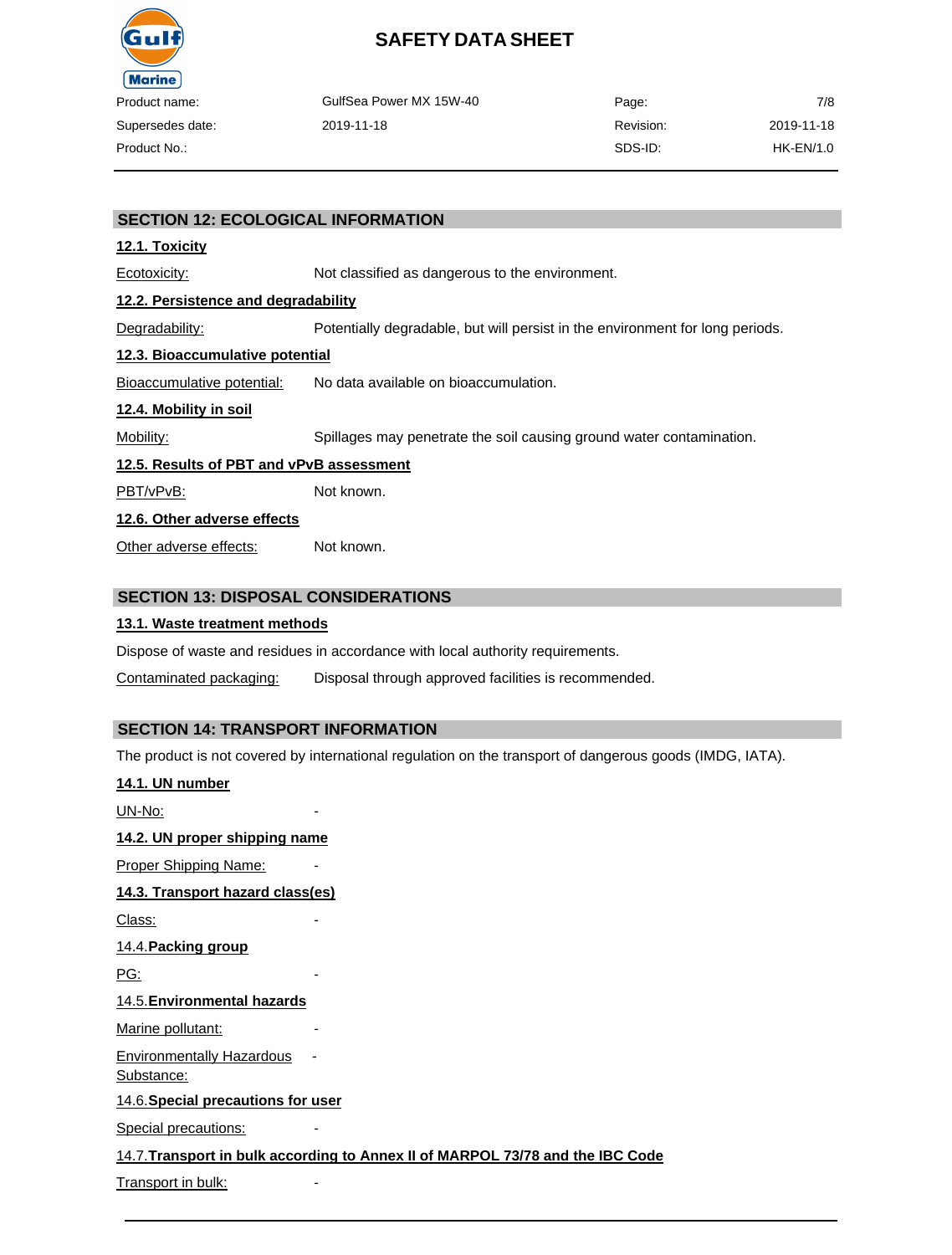## SECTION 12: ECOLOGICAL INFORMATION

### 12.1. Toxicity

Ecotoxicity: Not classified as dangerous to the environment.

### 12.2. Persistence and degradability

Degradability: Potentially degradable, but will persist in the environment for long periods.

### 12.3. Bioaccumulative potential

Bioaccumulative potential: No data available on bioaccumulation.

### 12.4. Mobility in soil

Mobility: Spillages may penetrate the soil causing ground water contamination.

### 12.5. Results of PBT and vPvB assessment

PBT/vPvB: Not known.

### 12.6. Other adverse effects

Other adverse effects: Not known.

## SECTION 13: DISPOSAL CONSIDERATIONS

### 13.1. Waste treatment methods

Dispose of waste and residues in accordance with local authority requirements.

Contaminated packaging: Disposal through approved facilities is recommended.

## SECTION 14: TRANSPORT INFORMATION

The product is not covered by international regulation on the transport of dangerous goods (IMDG, IATA).

### 14.1. UN number

UN-No: -

### 14.2. UN proper shipping name

Proper Shipping Name: -

### 14.3. Transport hazard class(es)

Class: -

### 14.4. Packing group

PG: -

### 14.5. Environmental hazards

Marine pollutant: -

Environmentally Hazardous Substance: -

### 14.6. Special precautions for user

Special precautions: -

### 14.7. Transport in bulk according to Annex II of MARPOL 73/78 and the IBC Code

Transport in bulk: -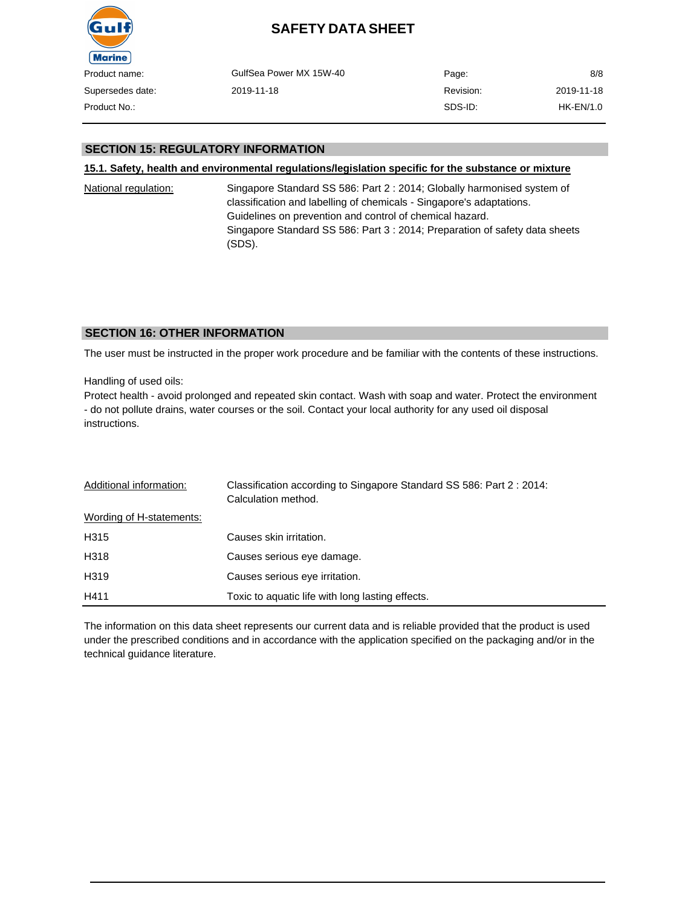## SECTION 15: REGULATORY INFORMATION

**15.1. Safety, health and environmental regulations/legislation specific for the substance or mixture**

| | |
|---|---|
| National regulation: | Singapore Standard SS 586: Part 2 : 2014; Globally harmonised system of classification and labelling of chemicals - Singapore's adaptations. Guidelines on prevention and control of chemical hazard. Singapore Standard SS 586: Part 3 : 2014; Preparation of safety data sheets (SDS). |

## SECTION 16: OTHER INFORMATION

The user must be instructed in the proper work procedure and be familiar with the contents of these instructions.

Handling of used oils:
Protect health - avoid prolonged and repeated skin contact. Wash with soap and water. Protect the environment - do not pollute drains, water courses or the soil. Contact your local authority for any used oil disposal instructions.

| | |
|---|---|
| Additional information: | Classification according to Singapore Standard SS 586: Part 2 : 2014: Calculation method. |
| Wording of H-statements: | |
| H315 | Causes skin irritation. |
| H318 | Causes serious eye damage. |
| H319 | Causes serious eye irritation. |
| H411 | Toxic to aquatic life with long lasting effects. |

The information on this data sheet represents our current data and is reliable provided that the product is used under the prescribed conditions and in accordance with the application specified on the packaging and/or in the technical guidance literature.